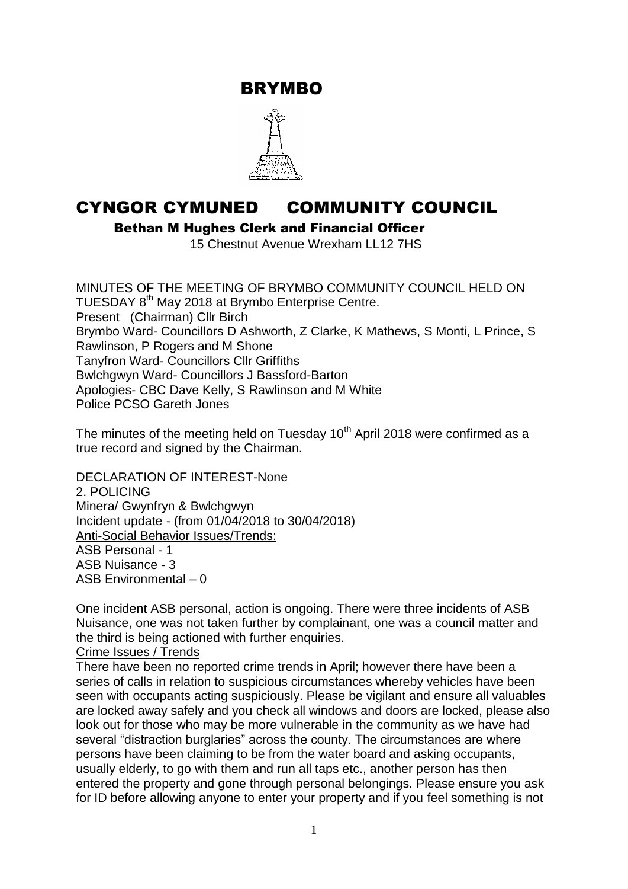# BRYMBO

# CYNGOR CYMUNED COMMUNITY COUNCIL

**Bethan M Hughes Clerk and Financial Officer**

15 Chestnut Avenue Wrexham LL12 7HS

MINUTES OF THE MEETING OF BRYMBO COMMUNITY COUNCIL HELD ON TUESDAY 8th May 2018 at Brymbo Enterprise Centre.
Present (Chairman) Cllr Birch
Brymbo Ward- Councillors D Ashworth, Z Clarke, K Mathews, S Monti, L Prince, S Rawlinson, P Rogers and M Shone
Tanyfron Ward- Councillors Cllr Griffiths
Bwlchgwyn Ward- Councillors J Bassford-Barton
Apologies- CBC Dave Kelly, S Rawlinson and M White
Police PCSO Gareth Jones

The minutes of the meeting held on Tuesday 10th April 2018 were confirmed as a true record and signed by the Chairman.

DECLARATION OF INTEREST-None
2. POLICING
Minera/ Gwynfryn & Bwlchgwyn
Incident update - (from 01/04/2018 to 30/04/2018)
Anti-Social Behavior Issues/Trends:
ASB Personal - 1
ASB Nuisance - 3
ASB Environmental – 0

One incident ASB personal, action is ongoing. There were three incidents of ASB Nuisance, one was not taken further by complainant, one was a council matter and the third is being actioned with further enquiries.

Crime Issues / Trends

There have been no reported crime trends in April; however there have been a series of calls in relation to suspicious circumstances whereby vehicles have been seen with occupants acting suspiciously. Please be vigilant and ensure all valuables are locked away safely and you check all windows and doors are locked, please also look out for those who may be more vulnerable in the community as we have had several "distraction burglaries" across the county. The circumstances are where persons have been claiming to be from the water board and asking occupants, usually elderly, to go with them and run all taps etc., another person has then entered the property and gone through personal belongings. Please ensure you ask for ID before allowing anyone to enter your property and if you feel something is not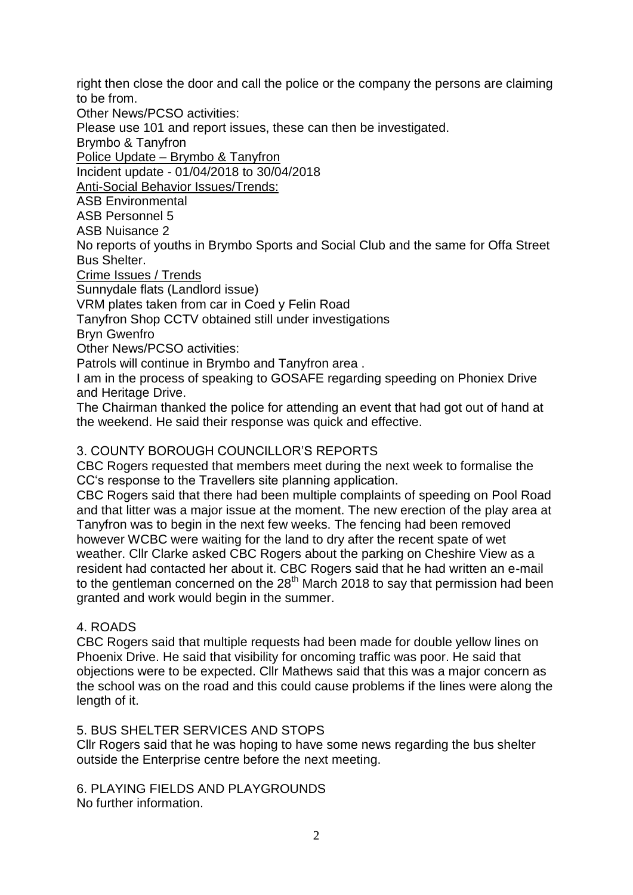right then close the door and call the police or the company the persons are claiming to be from.

Other News/PCSO activities:

Please use 101 and report issues, these can then be investigated.

Brymbo & Tanyfron

Police Update – Brymbo & Tanyfron

Incident update - 01/04/2018 to 30/04/2018

Anti-Social Behavior Issues/Trends:

ASB Environmental

ASB Personnel 5

ASB Nuisance 2

No reports of youths in Brymbo Sports and Social Club and the same for Offa Street Bus Shelter.

Crime Issues / Trends

Sunnydale flats (Landlord issue)

VRM plates taken from car in Coed y Felin Road

Tanyfron Shop CCTV obtained still under investigations

Bryn Gwenfro

Other News/PCSO activities:

Patrols will continue in Brymbo and Tanyfron area .

I am in the process of speaking to GOSAFE regarding speeding on Phoniex Drive and Heritage Drive.

The Chairman thanked the police for attending an event that had got out of hand at the weekend. He said their response was quick and effective.

## 3. COUNTY BOROUGH COUNCILLOR'S REPORTS

CBC Rogers requested that members meet during the next week to formalise the CC's response to the Travellers site planning application.

CBC Rogers said that there had been multiple complaints of speeding on Pool Road and that litter was a major issue at the moment. The new erection of the play area at Tanyfron was to begin in the next few weeks. The fencing had been removed however WCBC were waiting for the land to dry after the recent spate of wet weather. Cllr Clarke asked CBC Rogers about the parking on Cheshire View as a resident had contacted her about it. CBC Rogers said that he had written an e-mail to the gentleman concerned on the 28th March 2018 to say that permission had been granted and work would begin in the summer.

## 4. ROADS

CBC Rogers said that multiple requests had been made for double yellow lines on Phoenix Drive. He said that visibility for oncoming traffic was poor. He said that objections were to be expected. Cllr Mathews said that this was a major concern as the school was on the road and this could cause problems if the lines were along the length of it.

## 5. BUS SHELTER SERVICES AND STOPS

Cllr Rogers said that he was hoping to have some news regarding the bus shelter outside the Enterprise centre before the next meeting.

## 6. PLAYING FIELDS AND PLAYGROUNDS

No further information.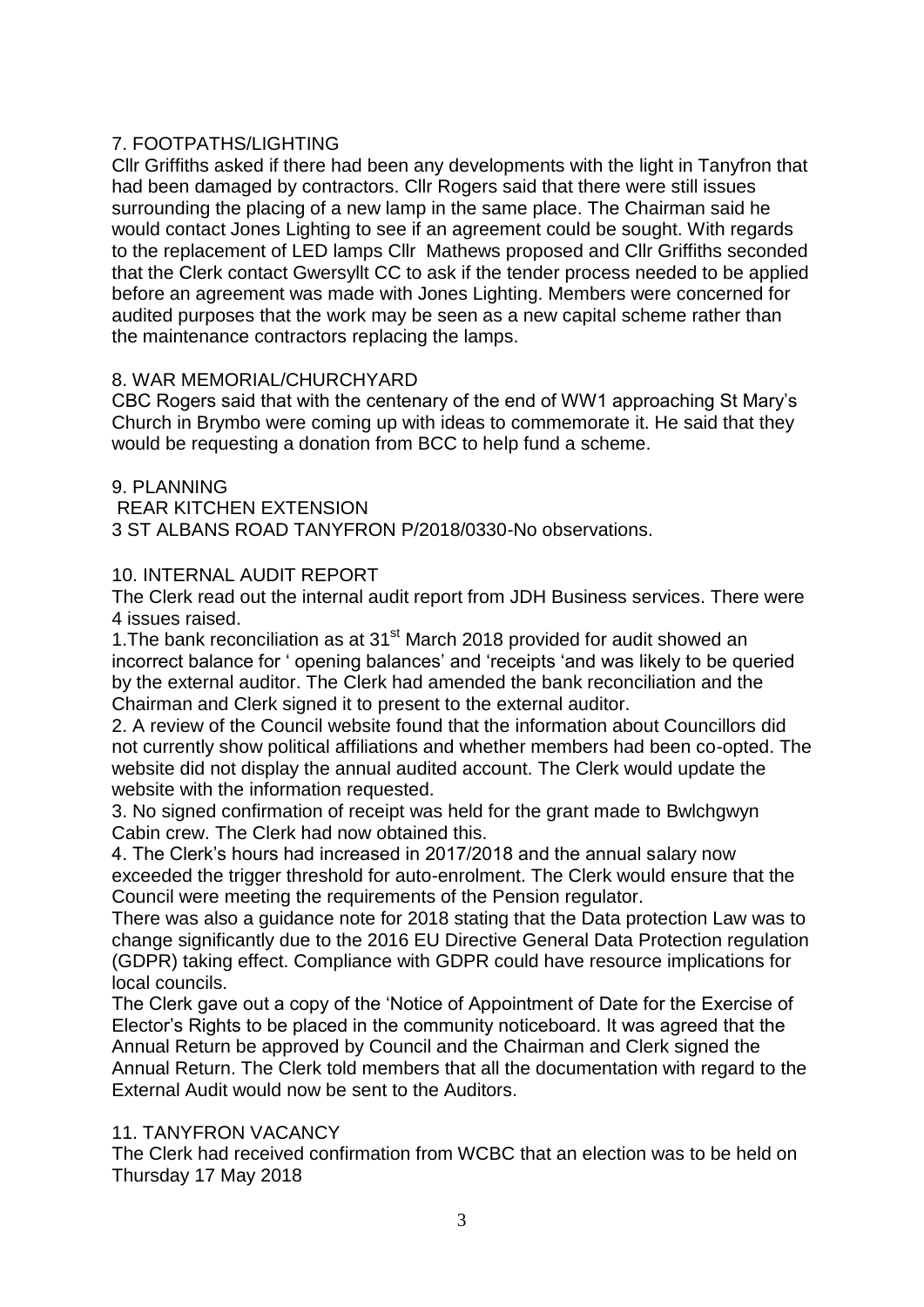## 7. FOOTPATHS/LIGHTING

Cllr Griffiths asked if there had been any developments with the light in Tanyfron that had been damaged by contractors. Cllr Rogers said that there were still issues surrounding the placing of a new lamp in the same place. The Chairman said he would contact Jones Lighting to see if an agreement could be sought. With regards to the replacement of LED lamps Cllr Mathews proposed and Cllr Griffiths seconded that the Clerk contact Gwersyllt CC to ask if the tender process needed to be applied before an agreement was made with Jones Lighting. Members were concerned for audited purposes that the work may be seen as a new capital scheme rather than the maintenance contractors replacing the lamps.

## 8. WAR MEMORIAL/CHURCHYARD

CBC Rogers said that with the centenary of the end of WW1 approaching St Mary's Church in Brymbo were coming up with ideas to commemorate it. He said that they would be requesting a donation from BCC to help fund a scheme.

## 9. PLANNING

REAR KITCHEN EXTENSION
3 ST ALBANS ROAD TANYFRON P/2018/0330-No observations.

## 10. INTERNAL AUDIT REPORT

The Clerk read out the internal audit report from JDH Business services. There were 4 issues raised.

1. The bank reconciliation as at 31st March 2018 provided for audit showed an incorrect balance for ' opening balances' and 'receipts 'and was likely to be queried by the external auditor. The Clerk had amended the bank reconciliation and the Chairman and Clerk signed it to present to the external auditor.
2. A review of the Council website found that the information about Councillors did not currently show political affiliations and whether members had been co-opted. The website did not display the annual audited account. The Clerk would update the website with the information requested.
3. No signed confirmation of receipt was held for the grant made to Bwlchgwyn Cabin crew. The Clerk had now obtained this.
4. The Clerk's hours had increased in 2017/2018 and the annual salary now exceeded the trigger threshold for auto-enrolment. The Clerk would ensure that the Council were meeting the requirements of the Pension regulator.

There was also a guidance note for 2018 stating that the Data protection Law was to change significantly due to the 2016 EU Directive General Data Protection regulation (GDPR) taking effect. Compliance with GDPR could have resource implications for local councils.

The Clerk gave out a copy of the 'Notice of Appointment of Date for the Exercise of Elector's Rights to be placed in the community noticeboard. It was agreed that the Annual Return be approved by Council and the Chairman and Clerk signed the Annual Return. The Clerk told members that all the documentation with regard to the External Audit would now be sent to the Auditors.

## 11. TANYFRON VACANCY

The Clerk had received confirmation from WCBC that an election was to be held on Thursday 17 May 2018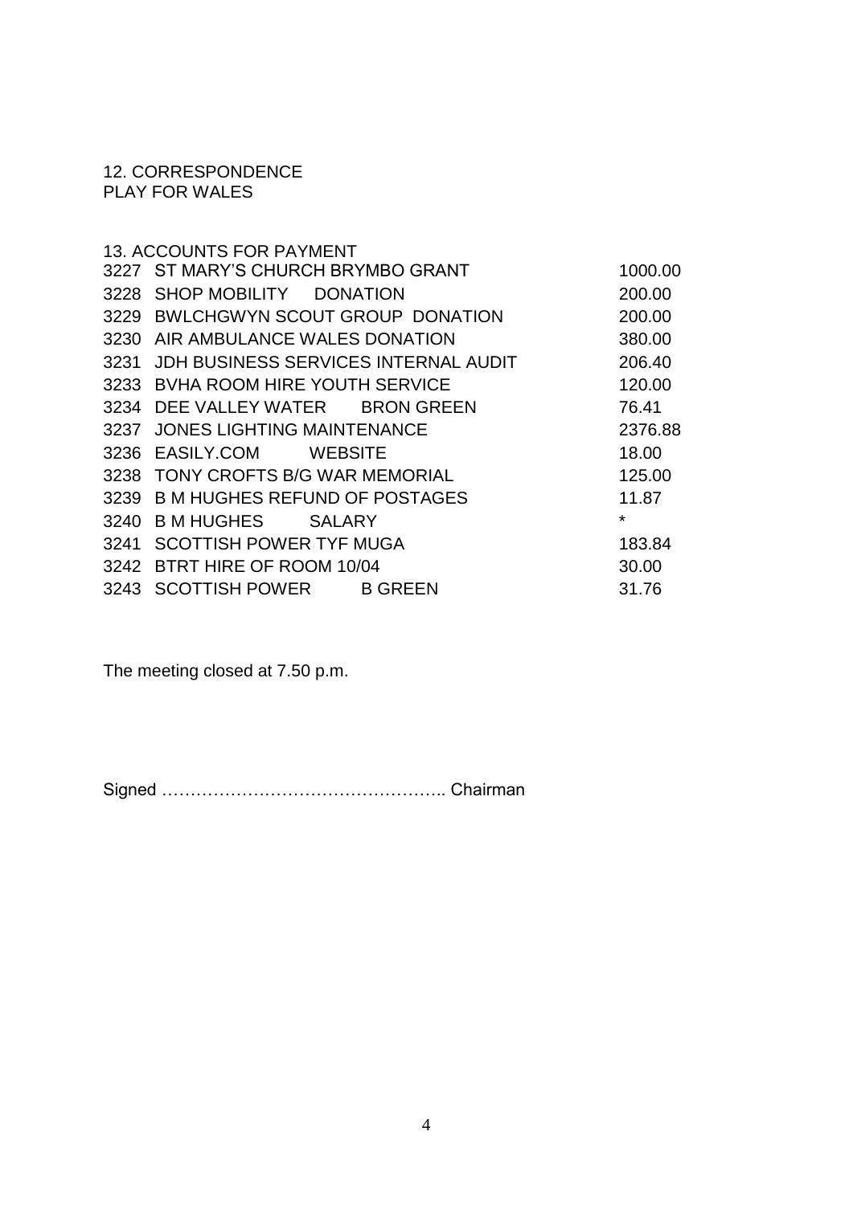12. CORRESPONDENCE
PLAY FOR WALES

13. ACCOUNTS FOR PAYMENT

| | | |
|---|---|---|
| 3227 | ST MARY'S CHURCH BRYMBO GRANT | 1000.00 |
| 3228 | SHOP MOBILITY DONATION | 200.00 |
| 3229 | BWLCHGWYN SCOUT GROUP DONATION | 200.00 |
| 3230 | AIR AMBULANCE WALES DONATION | 380.00 |
| 3231 | JDH BUSINESS SERVICES INTERNAL AUDIT | 206.40 |
| 3233 | BVHA ROOM HIRE YOUTH SERVICE | 120.00 |
| 3234 | DEE VALLEY WATER BRON GREEN | 76.41 |
| 3237 | JONES LIGHTING MAINTENANCE | 2376.88 |
| 3236 | EASILY.COM WEBSITE | 18.00 |
| 3238 | TONY CROFTS B/G WAR MEMORIAL | 125.00 |
| 3239 | B M HUGHES REFUND OF POSTAGES | 11.87 |
| 3240 | B M HUGHES SALARY | * |
| 3241 | SCOTTISH POWER TYF MUGA | 183.84 |
| 3242 | BTRT HIRE OF ROOM 10/04 | 30.00 |
| 3243 | SCOTTISH POWER B GREEN | 31.76 |

The meeting closed at 7.50 p.m.

Signed ………………………………………….. Chairman